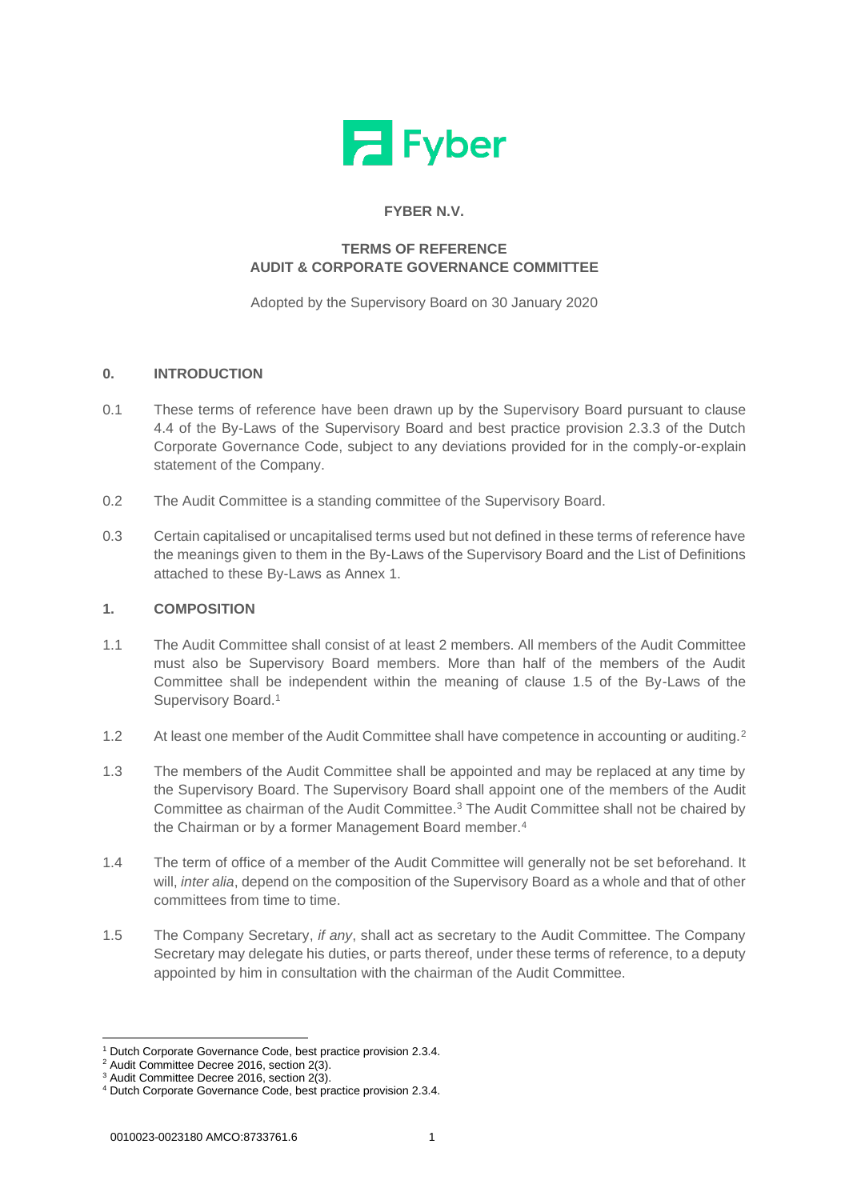Fyber

**FYBER N.V.**

**TERMS OF REFERENCE**
**AUDIT & CORPORATE GOVERNANCE COMMITTEE**

Adopted by the Supervisory Board on 30 January 2020

## 0. INTRODUCTION

0.1 These terms of reference have been drawn up by the Supervisory Board pursuant to clause 4.4 of the By-Laws of the Supervisory Board and best practice provision 2.3.3 of the Dutch Corporate Governance Code, subject to any deviations provided for in the comply-or-explain statement of the Company.

0.2 The Audit Committee is a standing committee of the Supervisory Board.

0.3 Certain capitalised or uncapitalised terms used but not defined in these terms of reference have the meanings given to them in the By-Laws of the Supervisory Board and the List of Definitions attached to these By-Laws as Annex 1.

## 1. COMPOSITION

1.1 The Audit Committee shall consist of at least 2 members. All members of the Audit Committee must also be Supervisory Board members. More than half of the members of the Audit Committee shall be independent within the meaning of clause 1.5 of the By-Laws of the Supervisory Board.[1]

1.2 At least one member of the Audit Committee shall have competence in accounting or auditing.[2]

1.3 The members of the Audit Committee shall be appointed and may be replaced at any time by the Supervisory Board. The Supervisory Board shall appoint one of the members of the Audit Committee as chairman of the Audit Committee.[3] The Audit Committee shall not be chaired by the Chairman or by a former Management Board member.[4]

1.4 The term of office of a member of the Audit Committee will generally not be set beforehand. It will, *inter alia*, depend on the composition of the Supervisory Board as a whole and that of other committees from time to time.

1.5 The Company Secretary, *if any*, shall act as secretary to the Audit Committee. The Company Secretary may delegate his duties, or parts thereof, under these terms of reference, to a deputy appointed by him in consultation with the chairman of the Audit Committee.

---

[1] Dutch Corporate Governance Code, best practice provision 2.3.4.
[2] Audit Committee Decree 2016, section 2(3).
[3] Audit Committee Decree 2016, section 2(3).
[4] Dutch Corporate Governance Code, best practice provision 2.3.4.

0010023-0023180 AMCO:8733761.6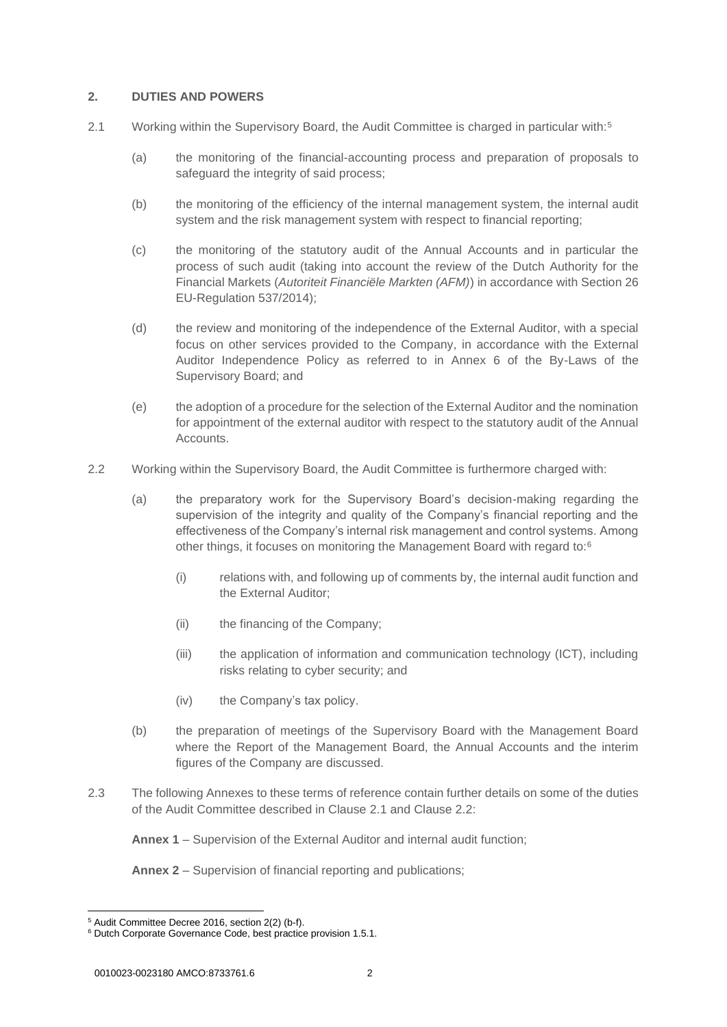## 2. DUTIES AND POWERS

2.1 Working within the Supervisory Board, the Audit Committee is charged in particular with:[5]

(a) the monitoring of the financial-accounting process and preparation of proposals to safeguard the integrity of said process;

(b) the monitoring of the efficiency of the internal management system, the internal audit system and the risk management system with respect to financial reporting;

(c) the monitoring of the statutory audit of the Annual Accounts and in particular the process of such audit (taking into account the review of the Dutch Authority for the Financial Markets (*Autoriteit Financiële Markten (AFM)*) in accordance with Section 26 EU-Regulation 537/2014);

(d) the review and monitoring of the independence of the External Auditor, with a special focus on other services provided to the Company, in accordance with the External Auditor Independence Policy as referred to in Annex 6 of the By-Laws of the Supervisory Board; and

(e) the adoption of a procedure for the selection of the External Auditor and the nomination for appointment of the external auditor with respect to the statutory audit of the Annual Accounts.

2.2 Working within the Supervisory Board, the Audit Committee is furthermore charged with:

(a) the preparatory work for the Supervisory Board's decision-making regarding the supervision of the integrity and quality of the Company's financial reporting and the effectiveness of the Company's internal risk management and control systems. Among other things, it focuses on monitoring the Management Board with regard to:[6]

(i) relations with, and following up of comments by, the internal audit function and the External Auditor;

(ii) the financing of the Company;

(iii) the application of information and communication technology (ICT), including risks relating to cyber security; and

(iv) the Company's tax policy.

(b) the preparation of meetings of the Supervisory Board with the Management Board where the Report of the Management Board, the Annual Accounts and the interim figures of the Company are discussed.

2.3 The following Annexes to these terms of reference contain further details on some of the duties of the Audit Committee described in Clause 2.1 and Clause 2.2:

**Annex 1** – Supervision of the External Auditor and internal audit function;

**Annex 2** – Supervision of financial reporting and publications;

---

[5] Audit Committee Decree 2016, section 2(2) (b-f).

[6] Dutch Corporate Governance Code, best practice provision 1.5.1.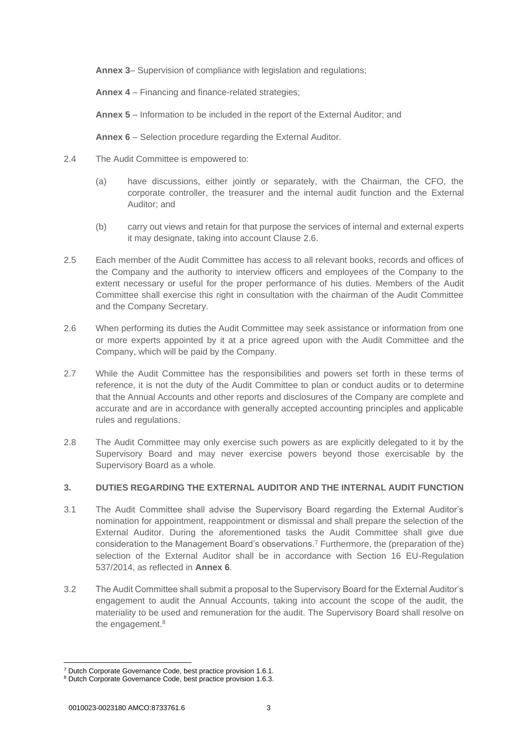**Annex 3**– Supervision of compliance with legislation and regulations;

**Annex 4** – Financing and finance-related strategies;

**Annex 5** – Information to be included in the report of the External Auditor; and

**Annex 6** – Selection procedure regarding the External Auditor.

2.4 The Audit Committee is empowered to:

(a) have discussions, either jointly or separately, with the Chairman, the CFO, the corporate controller, the treasurer and the internal audit function and the External Auditor; and

(b) carry out views and retain for that purpose the services of internal and external experts it may designate, taking into account Clause 2.6.

2.5 Each member of the Audit Committee has access to all relevant books, records and offices of the Company and the authority to interview officers and employees of the Company to the extent necessary or useful for the proper performance of his duties. Members of the Audit Committee shall exercise this right in consultation with the chairman of the Audit Committee and the Company Secretary.

2.6 When performing its duties the Audit Committee may seek assistance or information from one or more experts appointed by it at a price agreed upon with the Audit Committee and the Company, which will be paid by the Company.

2.7 While the Audit Committee has the responsibilities and powers set forth in these terms of reference, it is not the duty of the Audit Committee to plan or conduct audits or to determine that the Annual Accounts and other reports and disclosures of the Company are complete and accurate and are in accordance with generally accepted accounting principles and applicable rules and regulations.

2.8 The Audit Committee may only exercise such powers as are explicitly delegated to it by the Supervisory Board and may never exercise powers beyond those exercisable by the Supervisory Board as a whole.

## 3. DUTIES REGARDING THE EXTERNAL AUDITOR AND THE INTERNAL AUDIT FUNCTION

3.1 The Audit Committee shall advise the Supervisory Board regarding the External Auditor's nomination for appointment, reappointment or dismissal and shall prepare the selection of the External Auditor. During the aforementioned tasks the Audit Committee shall give due consideration to the Management Board's observations.[7] Furthermore, the (preparation of the) selection of the External Auditor shall be in accordance with Section 16 EU-Regulation 537/2014, as reflected in **Annex 6**.

3.2 The Audit Committee shall submit a proposal to the Supervisory Board for the External Auditor's engagement to audit the Annual Accounts, taking into account the scope of the audit, the materiality to be used and remuneration for the audit. The Supervisory Board shall resolve on the engagement.[8]

---

[7] Dutch Corporate Governance Code, best practice provision 1.6.1.

[8] Dutch Corporate Governance Code, best practice provision 1.6.3.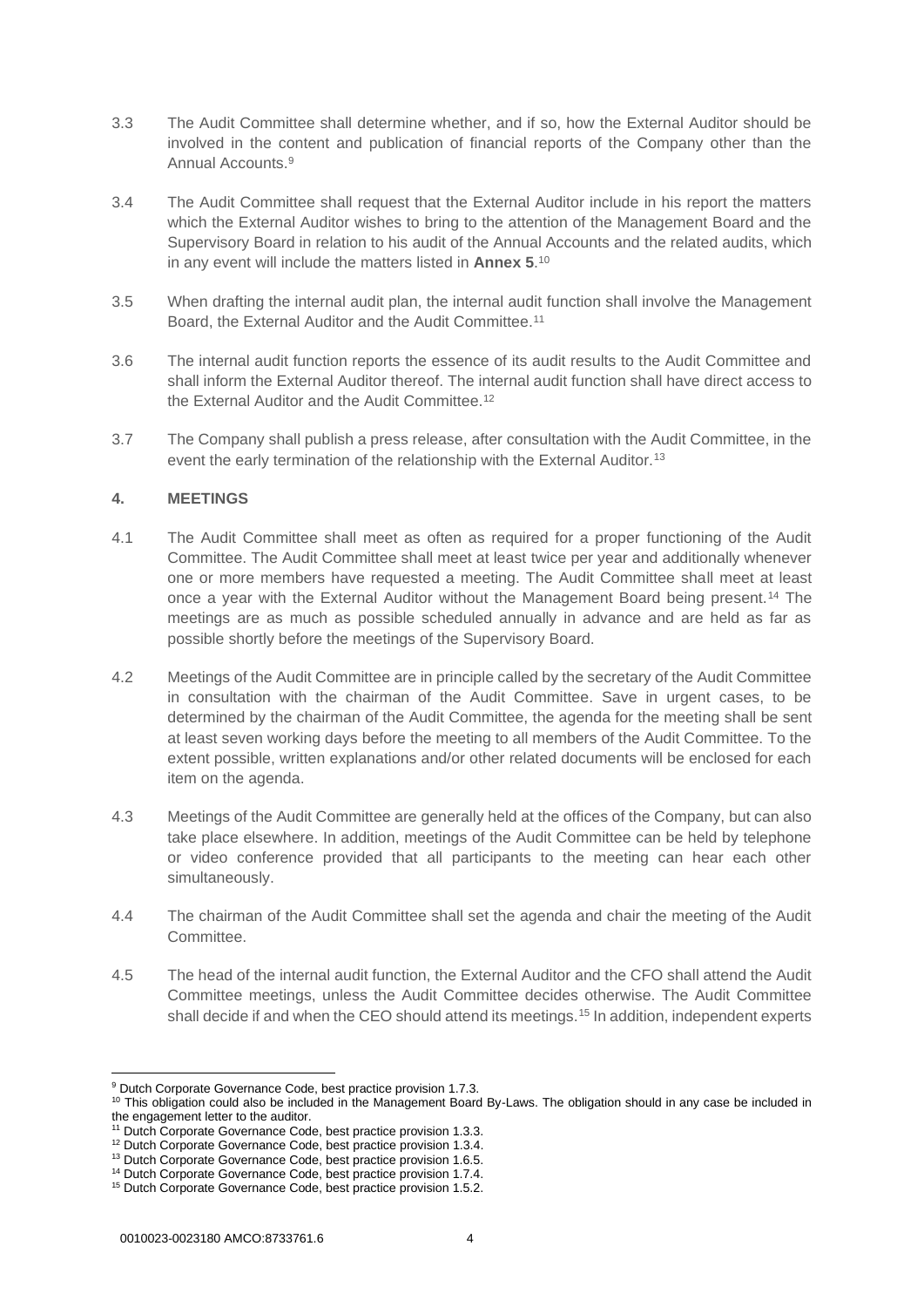3.3 The Audit Committee shall determine whether, and if so, how the External Auditor should be involved in the content and publication of financial reports of the Company other than the Annual Accounts.[9]

3.4 The Audit Committee shall request that the External Auditor include in his report the matters which the External Auditor wishes to bring to the attention of the Management Board and the Supervisory Board in relation to his audit of the Annual Accounts and the related audits, which in any event will include the matters listed in **Annex 5**.[10]

3.5 When drafting the internal audit plan, the internal audit function shall involve the Management Board, the External Auditor and the Audit Committee.[11]

3.6 The internal audit function reports the essence of its audit results to the Audit Committee and shall inform the External Auditor thereof. The internal audit function shall have direct access to the External Auditor and the Audit Committee.[12]

3.7 The Company shall publish a press release, after consultation with the Audit Committee, in the event the early termination of the relationship with the External Auditor.[13]

## 4. MEETINGS

4.1 The Audit Committee shall meet as often as required for a proper functioning of the Audit Committee. The Audit Committee shall meet at least twice per year and additionally whenever one or more members have requested a meeting. The Audit Committee shall meet at least once a year with the External Auditor without the Management Board being present.[14] The meetings are as much as possible scheduled annually in advance and are held as far as possible shortly before the meetings of the Supervisory Board.

4.2 Meetings of the Audit Committee are in principle called by the secretary of the Audit Committee in consultation with the chairman of the Audit Committee. Save in urgent cases, to be determined by the chairman of the Audit Committee, the agenda for the meeting shall be sent at least seven working days before the meeting to all members of the Audit Committee. To the extent possible, written explanations and/or other related documents will be enclosed for each item on the agenda.

4.3 Meetings of the Audit Committee are generally held at the offices of the Company, but can also take place elsewhere. In addition, meetings of the Audit Committee can be held by telephone or video conference provided that all participants to the meeting can hear each other simultaneously.

4.4 The chairman of the Audit Committee shall set the agenda and chair the meeting of the Audit Committee.

4.5 The head of the internal audit function, the External Auditor and the CFO shall attend the Audit Committee meetings, unless the Audit Committee decides otherwise. The Audit Committee shall decide if and when the CEO should attend its meetings.[15] In addition, independent experts

---

[9] Dutch Corporate Governance Code, best practice provision 1.7.3.

[10] This obligation could also be included in the Management Board By-Laws. The obligation should in any case be included in the engagement letter to the auditor.

[11] Dutch Corporate Governance Code, best practice provision 1.3.3.

[12] Dutch Corporate Governance Code, best practice provision 1.3.4.

[13] Dutch Corporate Governance Code, best practice provision 1.6.5.

[14] Dutch Corporate Governance Code, best practice provision 1.7.4.

[15] Dutch Corporate Governance Code, best practice provision 1.5.2.

0010023-0023180 AMCO:8733761.6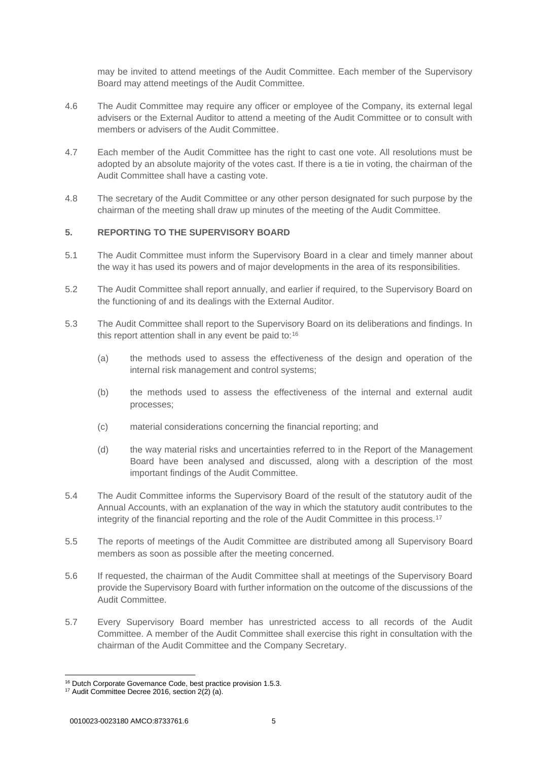may be invited to attend meetings of the Audit Committee. Each member of the Supervisory Board may attend meetings of the Audit Committee.

4.6 The Audit Committee may require any officer or employee of the Company, its external legal advisers or the External Auditor to attend a meeting of the Audit Committee or to consult with members or advisers of the Audit Committee.

4.7 Each member of the Audit Committee has the right to cast one vote. All resolutions must be adopted by an absolute majority of the votes cast. If there is a tie in voting, the chairman of the Audit Committee shall have a casting vote.

4.8 The secretary of the Audit Committee or any other person designated for such purpose by the chairman of the meeting shall draw up minutes of the meeting of the Audit Committee.

## 5. REPORTING TO THE SUPERVISORY BOARD

5.1 The Audit Committee must inform the Supervisory Board in a clear and timely manner about the way it has used its powers and of major developments in the area of its responsibilities.

5.2 The Audit Committee shall report annually, and earlier if required, to the Supervisory Board on the functioning of and its dealings with the External Auditor.

5.3 The Audit Committee shall report to the Supervisory Board on its deliberations and findings. In this report attention shall in any event be paid to:[16]

(a) the methods used to assess the effectiveness of the design and operation of the internal risk management and control systems;

(b) the methods used to assess the effectiveness of the internal and external audit processes;

(c) material considerations concerning the financial reporting; and

(d) the way material risks and uncertainties referred to in the Report of the Management Board have been analysed and discussed, along with a description of the most important findings of the Audit Committee.

5.4 The Audit Committee informs the Supervisory Board of the result of the statutory audit of the Annual Accounts, with an explanation of the way in which the statutory audit contributes to the integrity of the financial reporting and the role of the Audit Committee in this process.[17]

5.5 The reports of meetings of the Audit Committee are distributed among all Supervisory Board members as soon as possible after the meeting concerned.

5.6 If requested, the chairman of the Audit Committee shall at meetings of the Supervisory Board provide the Supervisory Board with further information on the outcome of the discussions of the Audit Committee.

5.7 Every Supervisory Board member has unrestricted access to all records of the Audit Committee. A member of the Audit Committee shall exercise this right in consultation with the chairman of the Audit Committee and the Company Secretary.

---

[16] Dutch Corporate Governance Code, best practice provision 1.5.3.

[17] Audit Committee Decree 2016, section 2(2) (a).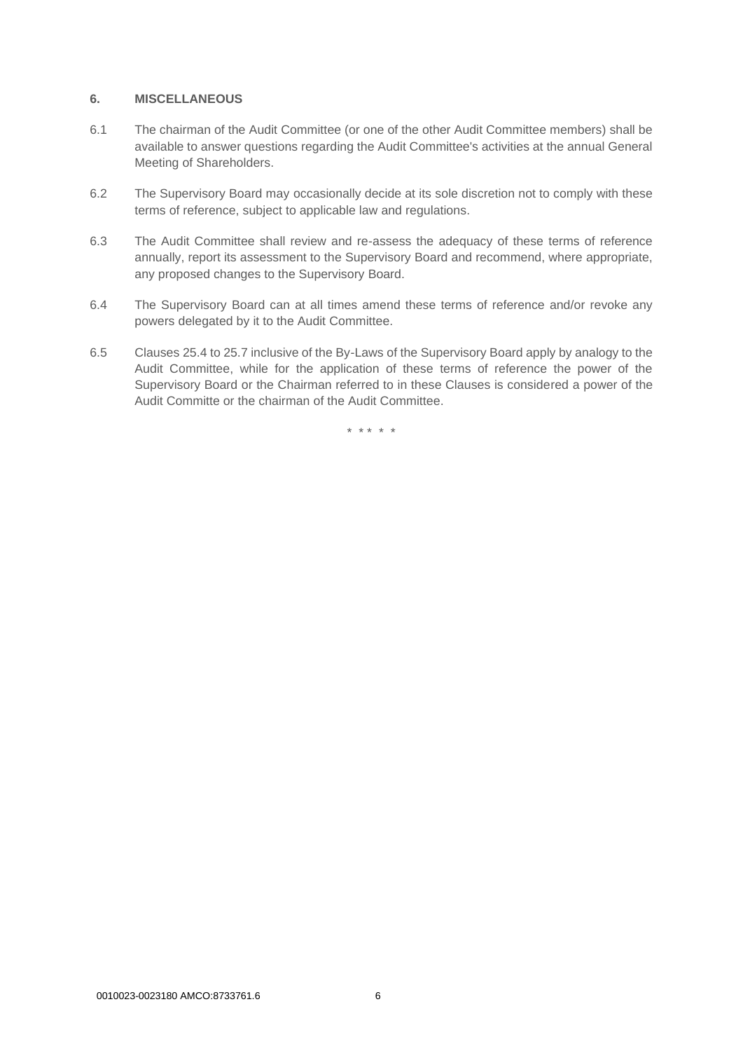## 6. MISCELLANEOUS

6.1 The chairman of the Audit Committee (or one of the other Audit Committee members) shall be available to answer questions regarding the Audit Committee's activities at the annual General Meeting of Shareholders.

6.2 The Supervisory Board may occasionally decide at its sole discretion not to comply with these terms of reference, subject to applicable law and regulations.

6.3 The Audit Committee shall review and re-assess the adequacy of these terms of reference annually, report its assessment to the Supervisory Board and recommend, where appropriate, any proposed changes to the Supervisory Board.

6.4 The Supervisory Board can at all times amend these terms of reference and/or revoke any powers delegated by it to the Audit Committee.

6.5 Clauses 25.4 to 25.7 inclusive of the By-Laws of the Supervisory Board apply by analogy to the Audit Committee, while for the application of these terms of reference the power of the Supervisory Board or the Chairman referred to in these Clauses is considered a power of the Audit Committe or the chairman of the Audit Committee.

\* \* \* \* \*

0010023-0023180 AMCO:8733761.6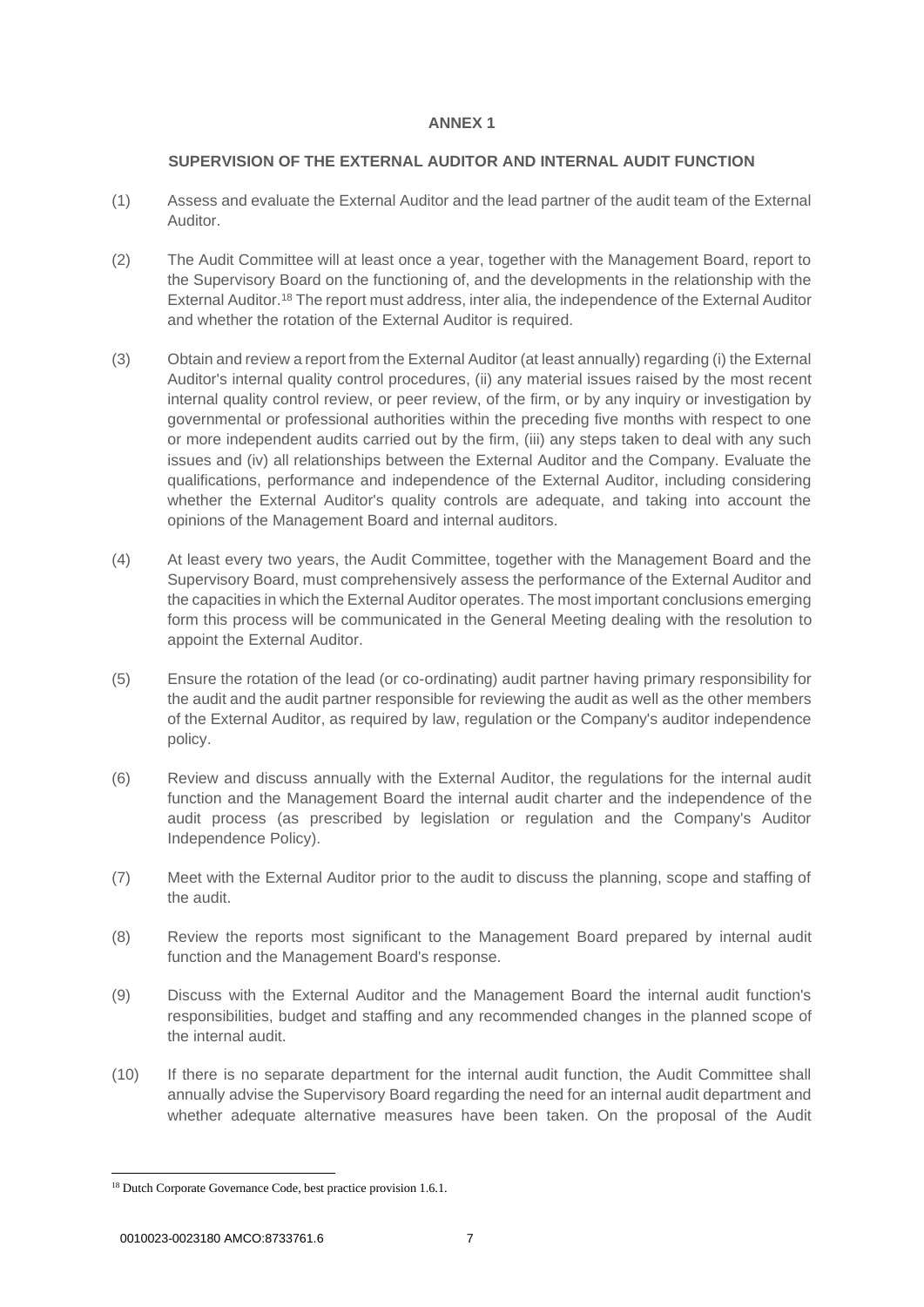## ANNEX 1

### SUPERVISION OF THE EXTERNAL AUDITOR AND INTERNAL AUDIT FUNCTION

(1) Assess and evaluate the External Auditor and the lead partner of the audit team of the External Auditor.

(2) The Audit Committee will at least once a year, together with the Management Board, report to the Supervisory Board on the functioning of, and the developments in the relationship with the External Auditor.[18] The report must address, inter alia, the independence of the External Auditor and whether the rotation of the External Auditor is required.

(3) Obtain and review a report from the External Auditor (at least annually) regarding (i) the External Auditor's internal quality control procedures, (ii) any material issues raised by the most recent internal quality control review, or peer review, of the firm, or by any inquiry or investigation by governmental or professional authorities within the preceding five months with respect to one or more independent audits carried out by the firm, (iii) any steps taken to deal with any such issues and (iv) all relationships between the External Auditor and the Company. Evaluate the qualifications, performance and independence of the External Auditor, including considering whether the External Auditor's quality controls are adequate, and taking into account the opinions of the Management Board and internal auditors.

(4) At least every two years, the Audit Committee, together with the Management Board and the Supervisory Board, must comprehensively assess the performance of the External Auditor and the capacities in which the External Auditor operates. The most important conclusions emerging form this process will be communicated in the General Meeting dealing with the resolution to appoint the External Auditor.

(5) Ensure the rotation of the lead (or co-ordinating) audit partner having primary responsibility for the audit and the audit partner responsible for reviewing the audit as well as the other members of the External Auditor, as required by law, regulation or the Company's auditor independence policy.

(6) Review and discuss annually with the External Auditor, the regulations for the internal audit function and the Management Board the internal audit charter and the independence of the audit process (as prescribed by legislation or regulation and the Company's Auditor Independence Policy).

(7) Meet with the External Auditor prior to the audit to discuss the planning, scope and staffing of the audit.

(8) Review the reports most significant to the Management Board prepared by internal audit function and the Management Board's response.

(9) Discuss with the External Auditor and the Management Board the internal audit function's responsibilities, budget and staffing and any recommended changes in the planned scope of the internal audit.

(10) If there is no separate department for the internal audit function, the Audit Committee shall annually advise the Supervisory Board regarding the need for an internal audit department and whether adequate alternative measures have been taken. On the proposal of the Audit

---

[18] Dutch Corporate Governance Code, best practice provision 1.6.1.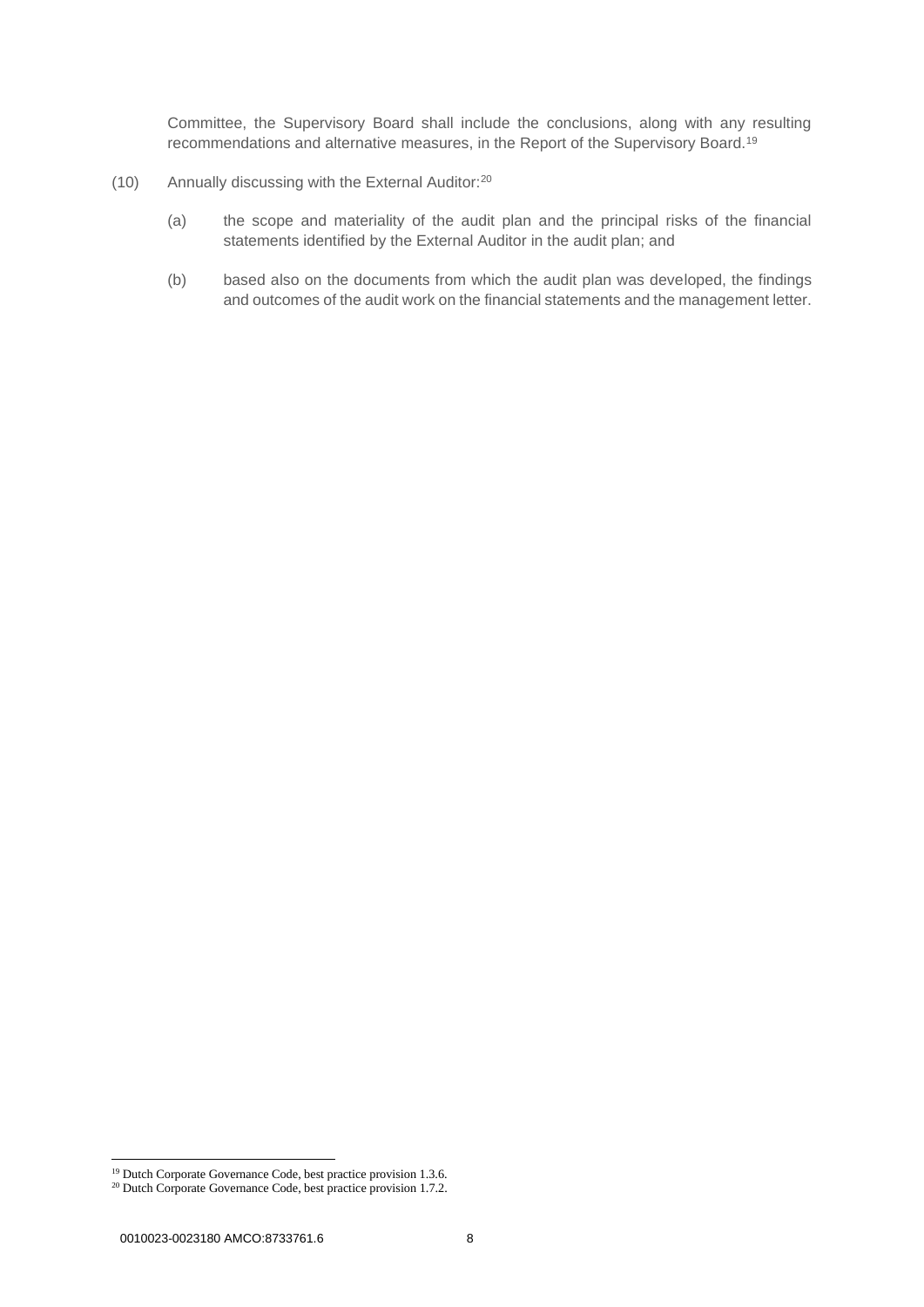Committee, the Supervisory Board shall include the conclusions, along with any resulting recommendations and alternative measures, in the Report of the Supervisory Board.[19]

(10) Annually discussing with the External Auditor:[20]

(a) the scope and materiality of the audit plan and the principal risks of the financial statements identified by the External Auditor in the audit plan; and

(b) based also on the documents from which the audit plan was developed, the findings and outcomes of the audit work on the financial statements and the management letter.

---

[19] Dutch Corporate Governance Code, best practice provision 1.3.6.

[20] Dutch Corporate Governance Code, best practice provision 1.7.2.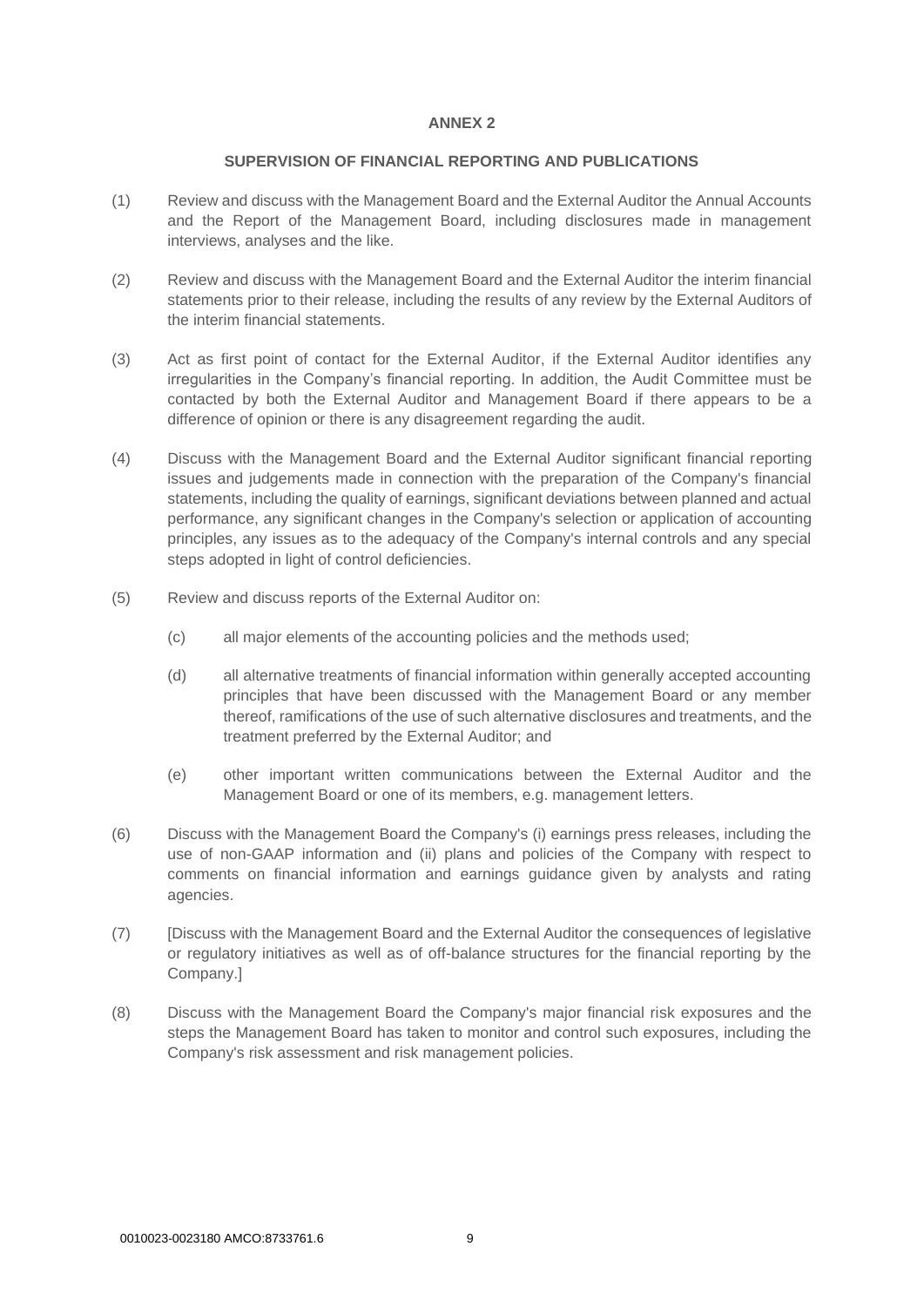**ANNEX 2**

**SUPERVISION OF FINANCIAL REPORTING AND PUBLICATIONS**

(1) Review and discuss with the Management Board and the External Auditor the Annual Accounts and the Report of the Management Board, including disclosures made in management interviews, analyses and the like.

(2) Review and discuss with the Management Board and the External Auditor the interim financial statements prior to their release, including the results of any review by the External Auditors of the interim financial statements.

(3) Act as first point of contact for the External Auditor, if the External Auditor identifies any irregularities in the Company's financial reporting. In addition, the Audit Committee must be contacted by both the External Auditor and Management Board if there appears to be a difference of opinion or there is any disagreement regarding the audit.

(4) Discuss with the Management Board and the External Auditor significant financial reporting issues and judgements made in connection with the preparation of the Company's financial statements, including the quality of earnings, significant deviations between planned and actual performance, any significant changes in the Company's selection or application of accounting principles, any issues as to the adequacy of the Company's internal controls and any special steps adopted in light of control deficiencies.

(5) Review and discuss reports of the External Auditor on:

   (c) all major elements of the accounting policies and the methods used;

   (d) all alternative treatments of financial information within generally accepted accounting principles that have been discussed with the Management Board or any member thereof, ramifications of the use of such alternative disclosures and treatments, and the treatment preferred by the External Auditor; and

   (e) other important written communications between the External Auditor and the Management Board or one of its members, e.g. management letters.

(6) Discuss with the Management Board the Company's (i) earnings press releases, including the use of non-GAAP information and (ii) plans and policies of the Company with respect to comments on financial information and earnings guidance given by analysts and rating agencies.

(7) [Discuss with the Management Board and the External Auditor the consequences of legislative or regulatory initiatives as well as of off-balance structures for the financial reporting by the Company.]

(8) Discuss with the Management Board the Company's major financial risk exposures and the steps the Management Board has taken to monitor and control such exposures, including the Company's risk assessment and risk management policies.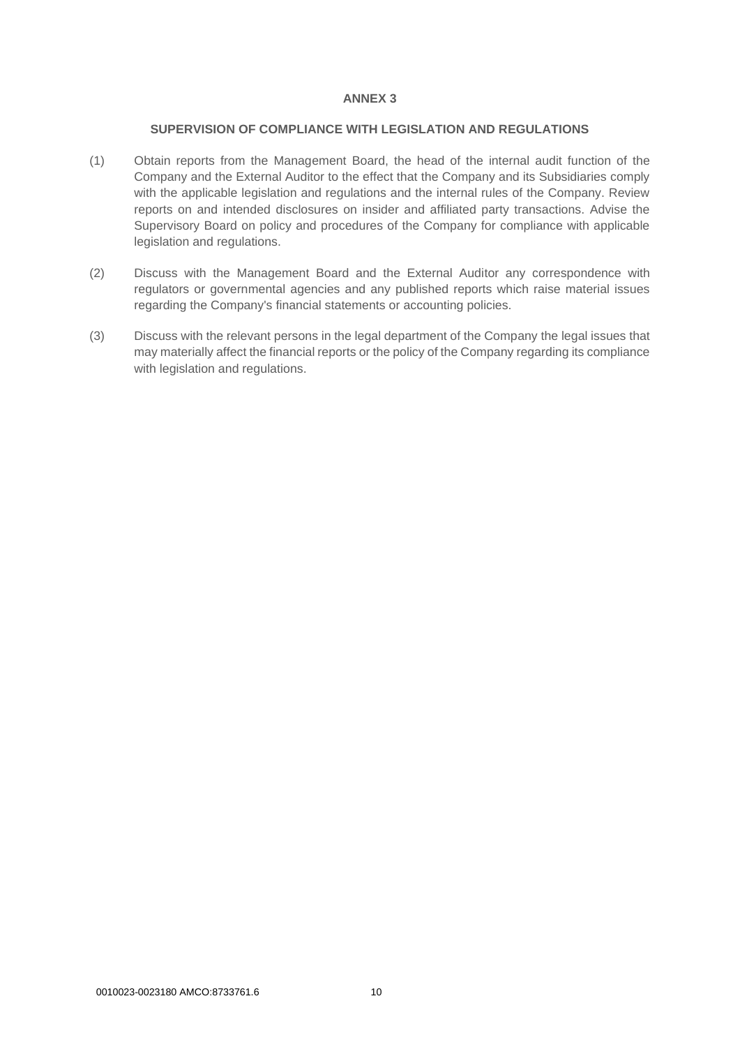# ANNEX 3

## SUPERVISION OF COMPLIANCE WITH LEGISLATION AND REGULATIONS

(1) Obtain reports from the Management Board, the head of the internal audit function of the Company and the External Auditor to the effect that the Company and its Subsidiaries comply with the applicable legislation and regulations and the internal rules of the Company. Review reports on and intended disclosures on insider and affiliated party transactions. Advise the Supervisory Board on policy and procedures of the Company for compliance with applicable legislation and regulations.

(2) Discuss with the Management Board and the External Auditor any correspondence with regulators or governmental agencies and any published reports which raise material issues regarding the Company's financial statements or accounting policies.

(3) Discuss with the relevant persons in the legal department of the Company the legal issues that may materially affect the financial reports or the policy of the Company regarding its compliance with legislation and regulations.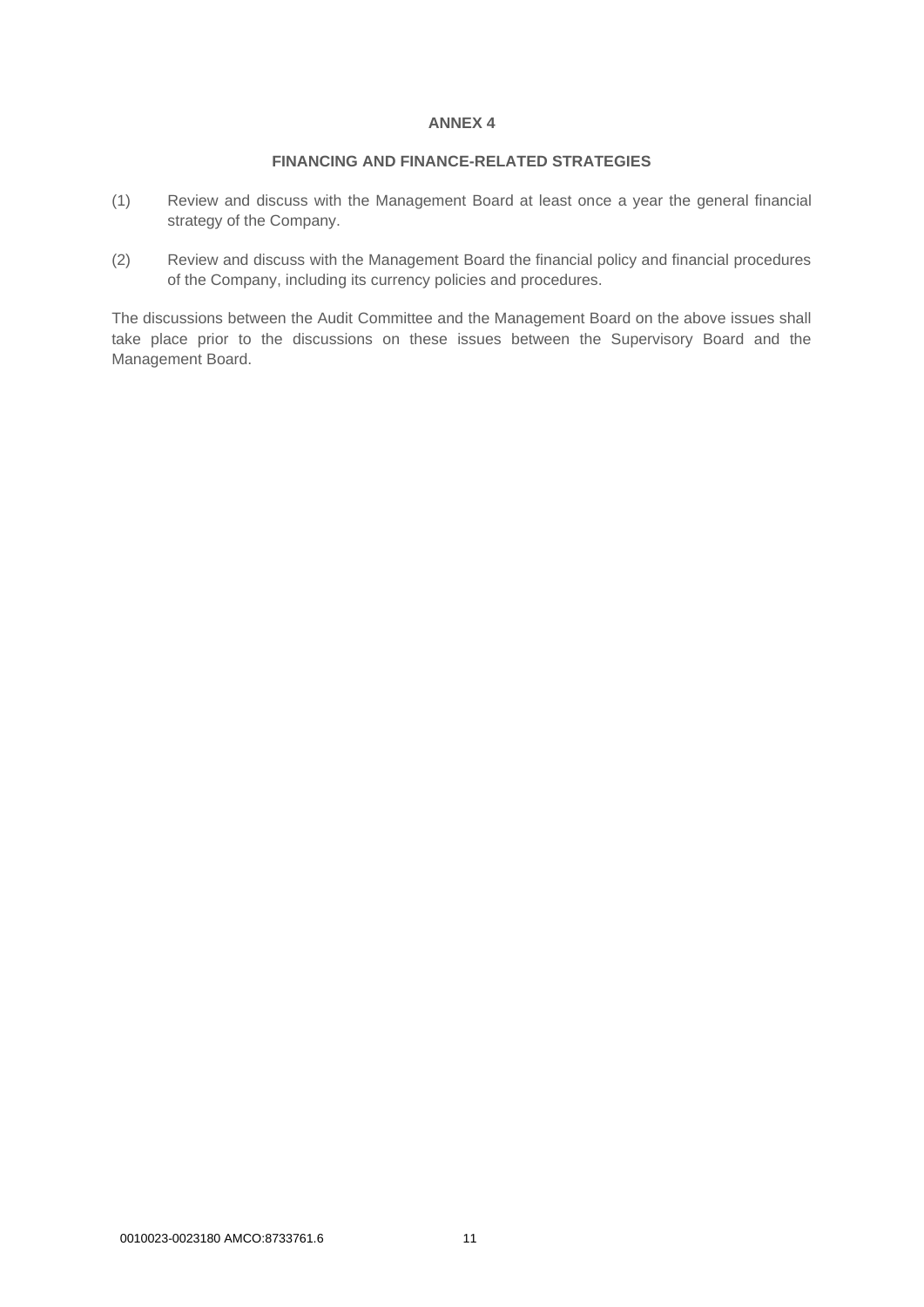## ANNEX 4

### FINANCING AND FINANCE-RELATED STRATEGIES

(1) Review and discuss with the Management Board at least once a year the general financial strategy of the Company.

(2) Review and discuss with the Management Board the financial policy and financial procedures of the Company, including its currency policies and procedures.

The discussions between the Audit Committee and the Management Board on the above issues shall take place prior to the discussions on these issues between the Supervisory Board and the Management Board.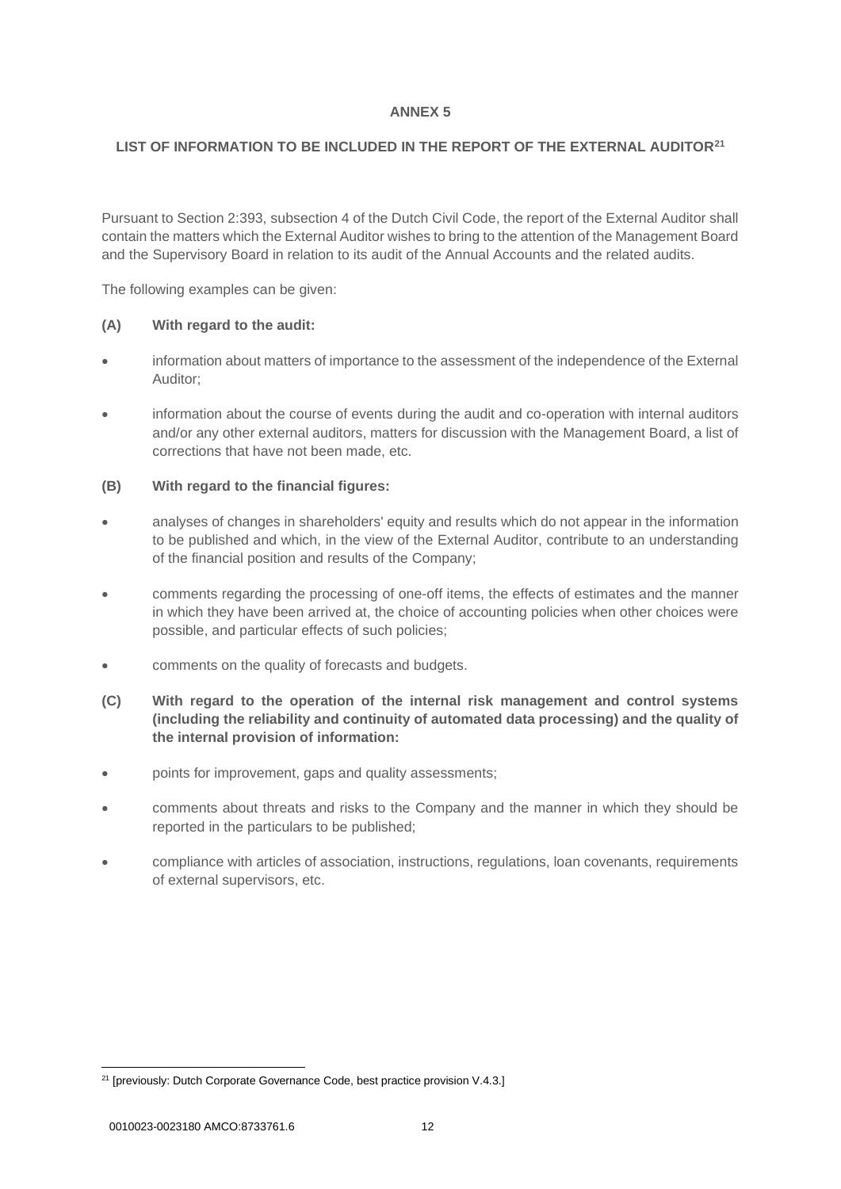## ANNEX 5

### LIST OF INFORMATION TO BE INCLUDED IN THE REPORT OF THE EXTERNAL AUDITOR[21]

Pursuant to Section 2:393, subsection 4 of the Dutch Civil Code, the report of the External Auditor shall contain the matters which the External Auditor wishes to bring to the attention of the Management Board and the Supervisory Board in relation to its audit of the Annual Accounts and the related audits.

The following examples can be given:

**(A) With regard to the audit:**

- information about matters of importance to the assessment of the independence of the External Auditor;
- information about the course of events during the audit and co-operation with internal auditors and/or any other external auditors, matters for discussion with the Management Board, a list of corrections that have not been made, etc.

**(B) With regard to the financial figures:**

- analyses of changes in shareholders' equity and results which do not appear in the information to be published and which, in the view of the External Auditor, contribute to an understanding of the financial position and results of the Company;
- comments regarding the processing of one-off items, the effects of estimates and the manner in which they have been arrived at, the choice of accounting policies when other choices were possible, and particular effects of such policies;
- comments on the quality of forecasts and budgets.

**(C) With regard to the operation of the internal risk management and control systems (including the reliability and continuity of automated data processing) and the quality of the internal provision of information:**

- points for improvement, gaps and quality assessments;
- comments about threats and risks to the Company and the manner in which they should be reported in the particulars to be published;
- compliance with articles of association, instructions, regulations, loan covenants, requirements of external supervisors, etc.

---

[21] [previously: Dutch Corporate Governance Code, best practice provision V.4.3.]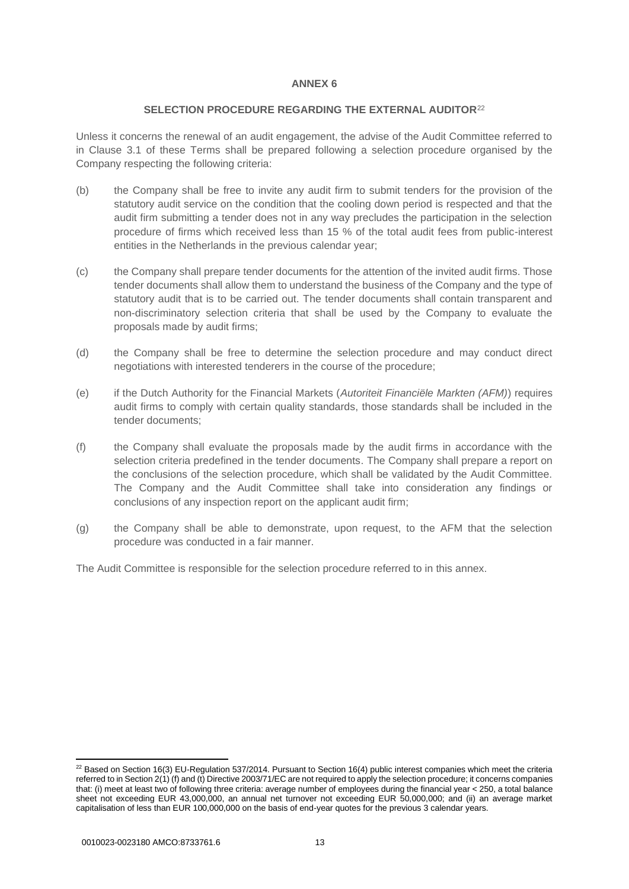**ANNEX 6**

**SELECTION PROCEDURE REGARDING THE EXTERNAL AUDITOR**[22]

Unless it concerns the renewal of an audit engagement, the advise of the Audit Committee referred to in Clause 3.1 of these Terms shall be prepared following a selection procedure organised by the Company respecting the following criteria:

(b) the Company shall be free to invite any audit firm to submit tenders for the provision of the statutory audit service on the condition that the cooling down period is respected and that the audit firm submitting a tender does not in any way precludes the participation in the selection procedure of firms which received less than 15 % of the total audit fees from public-interest entities in the Netherlands in the previous calendar year;

(c) the Company shall prepare tender documents for the attention of the invited audit firms. Those tender documents shall allow them to understand the business of the Company and the type of statutory audit that is to be carried out. The tender documents shall contain transparent and non-discriminatory selection criteria that shall be used by the Company to evaluate the proposals made by audit firms;

(d) the Company shall be free to determine the selection procedure and may conduct direct negotiations with interested tenderers in the course of the procedure;

(e) if the Dutch Authority for the Financial Markets (*Autoriteit Financiële Markten (AFM)*) requires audit firms to comply with certain quality standards, those standards shall be included in the tender documents;

(f) the Company shall evaluate the proposals made by the audit firms in accordance with the selection criteria predefined in the tender documents. The Company shall prepare a report on the conclusions of the selection procedure, which shall be validated by the Audit Committee. The Company and the Audit Committee shall take into consideration any findings or conclusions of any inspection report on the applicant audit firm;

(g) the Company shall be able to demonstrate, upon request, to the AFM that the selection procedure was conducted in a fair manner.

The Audit Committee is responsible for the selection procedure referred to in this annex.

---

[22] Based on Section 16(3) EU-Regulation 537/2014. Pursuant to Section 16(4) public interest companies which meet the criteria referred to in Section 2(1) (f) and (t) Directive 2003/71/EC are not required to apply the selection procedure; it concerns companies that: (i) meet at least two of following three criteria: average number of employees during the financial year < 250, a total balance sheet not exceeding EUR 43,000,000, an annual net turnover not exceeding EUR 50,000,000; and (ii) an average market capitalisation of less than EUR 100,000,000 on the basis of end-year quotes for the previous 3 calendar years.

0010023-0023180 AMCO:8733761.6